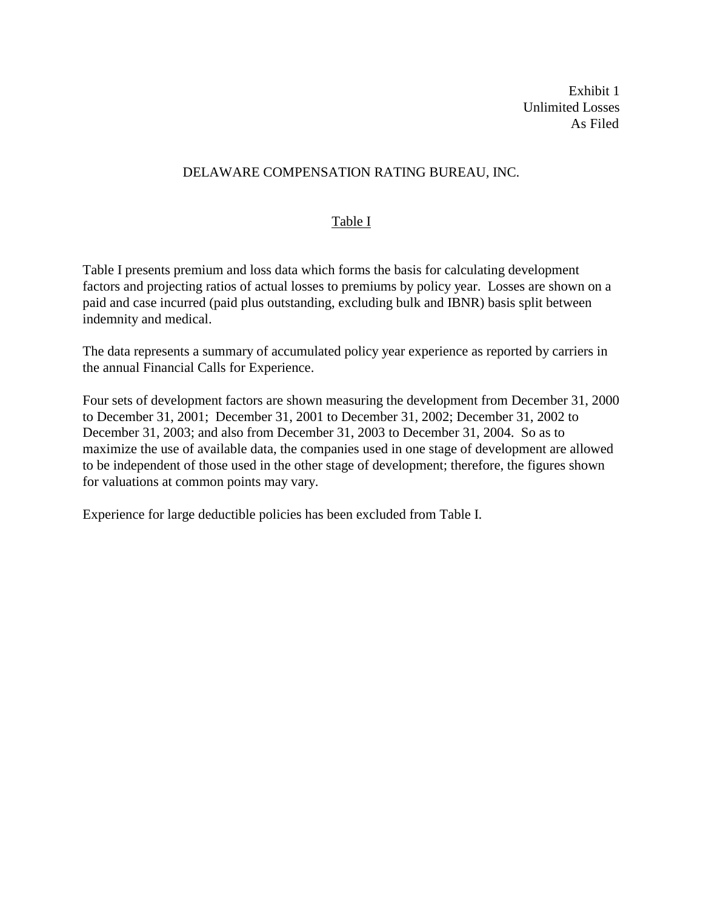Exhibit 1
Unlimited Losses
As Filed

# DELAWARE COMPENSATION RATING BUREAU, INC.

## Table I

Table I presents premium and loss data which forms the basis for calculating development factors and projecting ratios of actual losses to premiums by policy year. Losses are shown on a paid and case incurred (paid plus outstanding, excluding bulk and IBNR) basis split between indemnity and medical.

The data represents a summary of accumulated policy year experience as reported by carriers in the annual Financial Calls for Experience.

Four sets of development factors are shown measuring the development from December 31, 2000 to December 31, 2001; December 31, 2001 to December 31, 2002; December 31, 2002 to December 31, 2003; and also from December 31, 2003 to December 31, 2004. So as to maximize the use of available data, the companies used in one stage of development are allowed to be independent of those used in the other stage of development; therefore, the figures shown for valuations at common points may vary.

Experience for large deductible policies has been excluded from Table I.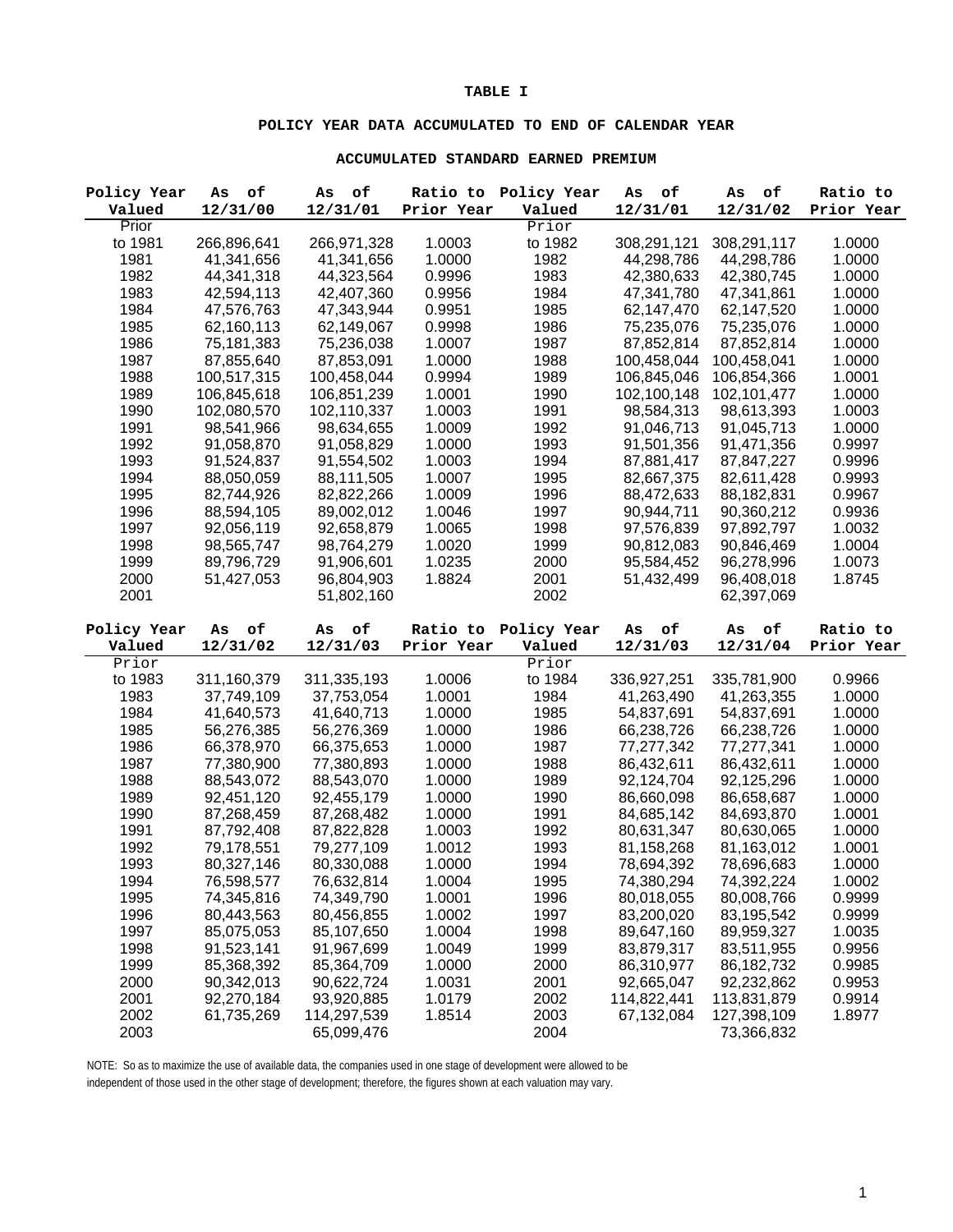# TABLE I

## POLICY YEAR DATA ACCUMULATED TO END OF CALENDAR YEAR

### ACCUMULATED STANDARD EARNED PREMIUM

| Policy Year Valued | As of 12/31/00 | As of 12/31/01 | Ratio to Prior Year | Policy Year Valued | As of 12/31/01 | As of 12/31/02 | Ratio to Prior Year |
|---|---|---|---|---|---|---|---|
| Prior to 1981 | 266,896,641 | 266,971,328 | 1.0003 | Prior to 1982 | 308,291,121 | 308,291,117 | 1.0000 |
| 1981 | 41,341,656 | 41,341,656 | 1.0000 | 1982 | 44,298,786 | 44,298,786 | 1.0000 |
| 1982 | 44,341,318 | 44,323,564 | 0.9996 | 1983 | 42,380,633 | 42,380,745 | 1.0000 |
| 1983 | 42,594,113 | 42,407,360 | 0.9956 | 1984 | 47,341,780 | 47,341,861 | 1.0000 |
| 1984 | 47,576,763 | 47,343,944 | 0.9951 | 1985 | 62,147,470 | 62,147,520 | 1.0000 |
| 1985 | 62,160,113 | 62,149,067 | 0.9998 | 1986 | 75,235,076 | 75,235,076 | 1.0000 |
| 1986 | 75,181,383 | 75,236,038 | 1.0007 | 1987 | 87,852,814 | 87,852,814 | 1.0000 |
| 1987 | 87,855,640 | 87,853,091 | 1.0000 | 1988 | 100,458,044 | 100,458,041 | 1.0000 |
| 1988 | 100,517,315 | 100,458,044 | 0.9994 | 1989 | 106,845,046 | 106,854,366 | 1.0001 |
| 1989 | 106,845,618 | 106,851,239 | 1.0001 | 1990 | 102,100,148 | 102,101,477 | 1.0000 |
| 1990 | 102,080,570 | 102,110,337 | 1.0003 | 1991 | 98,584,313 | 98,613,393 | 1.0003 |
| 1991 | 98,541,966 | 98,634,655 | 1.0009 | 1992 | 91,046,713 | 91,045,713 | 1.0000 |
| 1992 | 91,058,870 | 91,058,829 | 1.0000 | 1993 | 91,501,356 | 91,471,356 | 0.9997 |
| 1993 | 91,524,837 | 91,554,502 | 1.0003 | 1994 | 87,881,417 | 87,847,227 | 0.9996 |
| 1994 | 88,050,059 | 88,111,505 | 1.0007 | 1995 | 82,667,375 | 82,611,428 | 0.9993 |
| 1995 | 82,744,926 | 82,822,266 | 1.0009 | 1996 | 88,472,633 | 88,182,831 | 0.9967 |
| 1996 | 88,594,105 | 89,002,012 | 1.0046 | 1997 | 90,944,711 | 90,360,212 | 0.9936 |
| 1997 | 92,056,119 | 92,658,879 | 1.0065 | 1998 | 97,576,839 | 97,892,797 | 1.0032 |
| 1998 | 98,565,747 | 98,764,279 | 1.0020 | 1999 | 90,812,083 | 90,846,469 | 1.0004 |
| 1999 | 89,796,729 | 91,906,601 | 1.0235 | 2000 | 95,584,452 | 96,278,996 | 1.0073 |
| 2000 | 51,427,053 | 96,804,903 | 1.8824 | 2001 | 51,432,499 | 96,408,018 | 1.8745 |
| 2001 | | 51,802,160 | | 2002 | | 62,397,069 | |

| Policy Year Valued | As of 12/31/02 | As of 12/31/03 | Ratio to Prior Year | Policy Year Valued | As of 12/31/03 | As of 12/31/04 | Ratio to Prior Year |
|---|---|---|---|---|---|---|---|
| Prior to 1983 | 311,160,379 | 311,335,193 | 1.0006 | Prior to 1984 | 336,927,251 | 335,781,900 | 0.9966 |
| 1983 | 37,749,109 | 37,753,054 | 1.0001 | 1984 | 41,263,490 | 41,263,355 | 1.0000 |
| 1984 | 41,640,573 | 41,640,713 | 1.0000 | 1985 | 54,837,691 | 54,837,691 | 1.0000 |
| 1985 | 56,276,385 | 56,276,369 | 1.0000 | 1986 | 66,238,726 | 66,238,726 | 1.0000 |
| 1986 | 66,378,970 | 66,375,653 | 1.0000 | 1987 | 77,277,342 | 77,277,341 | 1.0000 |
| 1987 | 77,380,900 | 77,380,893 | 1.0000 | 1988 | 86,432,611 | 86,432,611 | 1.0000 |
| 1988 | 88,543,072 | 88,543,070 | 1.0000 | 1989 | 92,124,704 | 92,125,296 | 1.0000 |
| 1989 | 92,451,120 | 92,455,179 | 1.0000 | 1990 | 86,660,098 | 86,658,687 | 1.0000 |
| 1990 | 87,268,459 | 87,268,482 | 1.0000 | 1991 | 84,685,142 | 84,693,870 | 1.0001 |
| 1991 | 87,792,408 | 87,822,828 | 1.0003 | 1992 | 80,631,347 | 80,630,065 | 1.0000 |
| 1992 | 79,178,551 | 79,277,109 | 1.0012 | 1993 | 81,158,268 | 81,163,012 | 1.0001 |
| 1993 | 80,327,146 | 80,330,088 | 1.0000 | 1994 | 78,694,392 | 78,696,683 | 1.0000 |
| 1994 | 76,598,577 | 76,632,814 | 1.0004 | 1995 | 74,380,294 | 74,392,224 | 1.0002 |
| 1995 | 74,345,816 | 74,349,790 | 1.0001 | 1996 | 80,018,055 | 80,008,766 | 0.9999 |
| 1996 | 80,443,563 | 80,456,855 | 1.0002 | 1997 | 83,200,020 | 83,195,542 | 0.9999 |
| 1997 | 85,075,053 | 85,107,650 | 1.0004 | 1998 | 89,647,160 | 89,959,327 | 1.0035 |
| 1998 | 91,523,141 | 91,967,699 | 1.0049 | 1999 | 83,879,317 | 83,511,955 | 0.9956 |
| 1999 | 85,368,392 | 85,364,709 | 1.0000 | 2000 | 86,310,977 | 86,182,732 | 0.9985 |
| 2000 | 90,342,013 | 90,622,724 | 1.0031 | 2001 | 92,665,047 | 92,232,862 | 0.9953 |
| 2001 | 92,270,184 | 93,920,885 | 1.0179 | 2002 | 114,822,441 | 113,831,879 | 0.9914 |
| 2002 | 61,735,269 | 114,297,539 | 1.8514 | 2003 | 67,132,084 | 127,398,109 | 1.8977 |
| 2003 | | 65,099,476 | | 2004 | | 73,366,832 | |

NOTE: So as to maximize the use of available data, the companies used in one stage of development were allowed to be independent of those used in the other stage of development; therefore, the figures shown at each valuation may vary.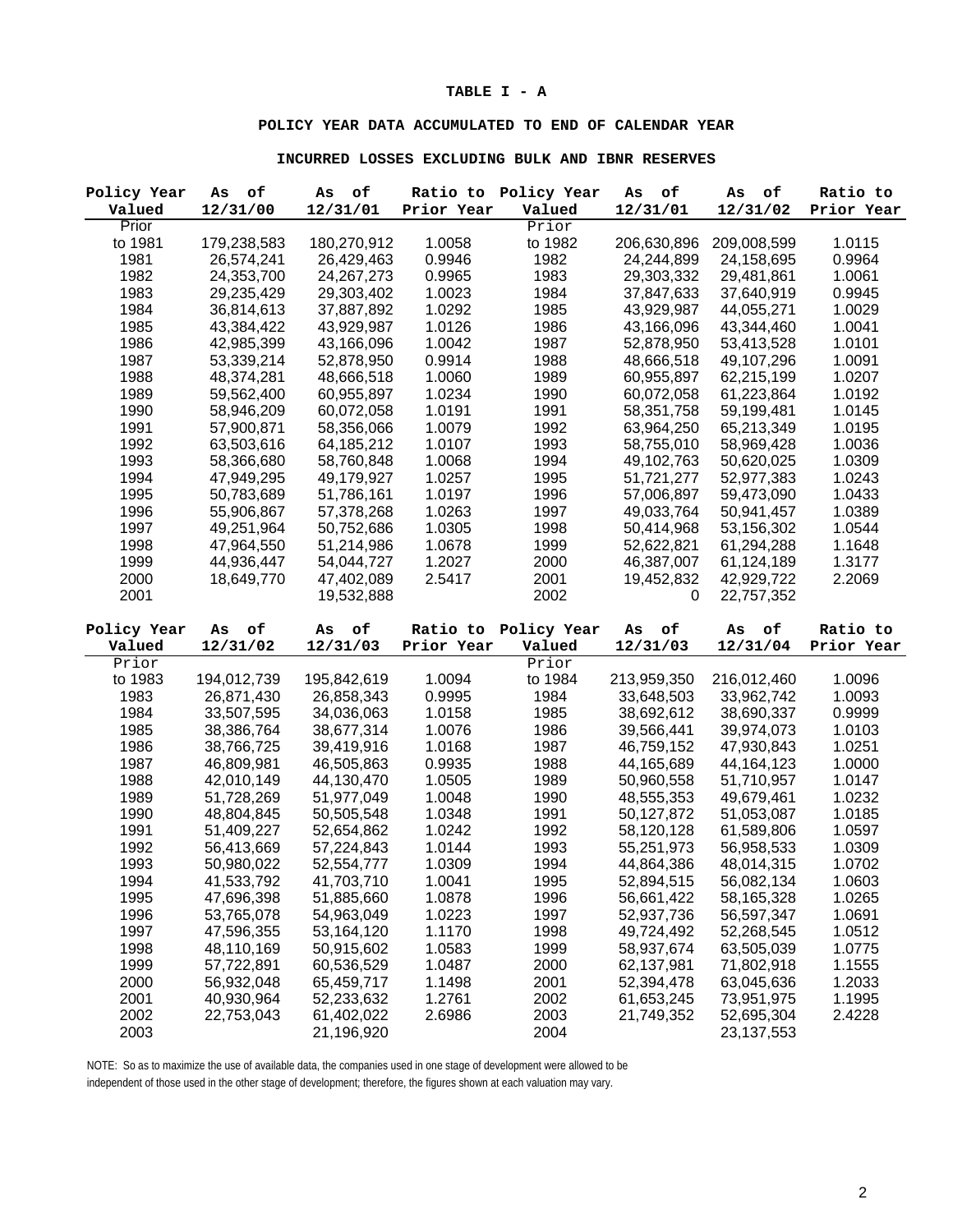**TABLE I - A**

**POLICY YEAR DATA ACCUMULATED TO END OF CALENDAR YEAR**

**INCURRED LOSSES EXCLUDING BULK AND IBNR RESERVES**

| Policy Year Valued | As of 12/31/00 | As of 12/31/01 | Ratio to Prior Year | Policy Year Valued | As of 12/31/01 | As of 12/31/02 | Ratio to Prior Year |
|---|---|---|---|---|---|---|---|
| Prior to 1981 | 179,238,583 | 180,270,912 | 1.0058 | Prior to 1982 | 206,630,896 | 209,008,599 | 1.0115 |
| 1981 | 26,574,241 | 26,429,463 | 0.9946 | 1982 | 24,244,899 | 24,158,695 | 0.9964 |
| 1982 | 24,353,700 | 24,267,273 | 0.9965 | 1983 | 29,303,332 | 29,481,861 | 1.0061 |
| 1983 | 29,235,429 | 29,303,402 | 1.0023 | 1984 | 37,847,633 | 37,640,919 | 0.9945 |
| 1984 | 36,814,613 | 37,887,892 | 1.0292 | 1985 | 43,929,987 | 44,055,271 | 1.0029 |
| 1985 | 43,384,422 | 43,929,987 | 1.0126 | 1986 | 43,166,096 | 43,344,460 | 1.0041 |
| 1986 | 42,985,399 | 43,166,096 | 1.0042 | 1987 | 52,878,950 | 53,413,528 | 1.0101 |
| 1987 | 53,339,214 | 52,878,950 | 0.9914 | 1988 | 48,666,518 | 49,107,296 | 1.0091 |
| 1988 | 48,374,281 | 48,666,518 | 1.0060 | 1989 | 60,955,897 | 62,215,199 | 1.0207 |
| 1989 | 59,562,400 | 60,955,897 | 1.0234 | 1990 | 60,072,058 | 61,223,864 | 1.0192 |
| 1990 | 58,946,209 | 60,072,058 | 1.0191 | 1991 | 58,351,758 | 59,199,481 | 1.0145 |
| 1991 | 57,900,871 | 58,356,066 | 1.0079 | 1992 | 63,964,250 | 65,213,349 | 1.0195 |
| 1992 | 63,503,616 | 64,185,212 | 1.0107 | 1993 | 58,755,010 | 58,969,428 | 1.0036 |
| 1993 | 58,366,680 | 58,760,848 | 1.0068 | 1994 | 49,102,763 | 50,620,025 | 1.0309 |
| 1994 | 47,949,295 | 49,179,927 | 1.0257 | 1995 | 51,721,277 | 52,977,383 | 1.0243 |
| 1995 | 50,783,689 | 51,786,161 | 1.0197 | 1996 | 57,006,897 | 59,473,090 | 1.0433 |
| 1996 | 55,906,867 | 57,378,268 | 1.0263 | 1997 | 49,033,764 | 50,941,457 | 1.0389 |
| 1997 | 49,251,964 | 50,752,686 | 1.0305 | 1998 | 50,414,968 | 53,156,302 | 1.0544 |
| 1998 | 47,964,550 | 51,214,986 | 1.0678 | 1999 | 52,622,821 | 61,294,288 | 1.1648 |
| 1999 | 44,936,447 | 54,044,727 | 1.2027 | 2000 | 46,387,007 | 61,124,189 | 1.3177 |
| 2000 | 18,649,770 | 47,402,089 | 2.5417 | 2001 | 19,452,832 | 42,929,722 | 2.2069 |
| 2001 | | 19,532,888 | | 2002 | 0 | 22,757,352 | |

| Policy Year Valued | As of 12/31/02 | As of 12/31/03 | Ratio to Prior Year | Policy Year Valued | As of 12/31/03 | As of 12/31/04 | Ratio to Prior Year |
|---|---|---|---|---|---|---|---|
| Prior to 1983 | 194,012,739 | 195,842,619 | 1.0094 | Prior to 1984 | 213,959,350 | 216,012,460 | 1.0096 |
| 1983 | 26,871,430 | 26,858,343 | 0.9995 | 1984 | 33,648,503 | 33,962,742 | 1.0093 |
| 1984 | 33,507,595 | 34,036,063 | 1.0158 | 1985 | 38,692,612 | 38,690,337 | 0.9999 |
| 1985 | 38,386,764 | 38,677,314 | 1.0076 | 1986 | 39,566,441 | 39,974,073 | 1.0103 |
| 1986 | 38,766,725 | 39,419,916 | 1.0168 | 1987 | 46,759,152 | 47,930,843 | 1.0251 |
| 1987 | 46,809,981 | 46,505,863 | 0.9935 | 1988 | 44,165,689 | 44,164,123 | 1.0000 |
| 1988 | 42,010,149 | 44,130,470 | 1.0505 | 1989 | 50,960,558 | 51,710,957 | 1.0147 |
| 1989 | 51,728,269 | 51,977,049 | 1.0048 | 1990 | 48,555,353 | 49,679,461 | 1.0232 |
| 1990 | 48,804,845 | 50,505,548 | 1.0348 | 1991 | 50,127,872 | 51,053,087 | 1.0185 |
| 1991 | 51,409,227 | 52,654,862 | 1.0242 | 1992 | 58,120,128 | 61,589,806 | 1.0597 |
| 1992 | 56,413,669 | 57,224,843 | 1.0144 | 1993 | 55,251,973 | 56,958,533 | 1.0309 |
| 1993 | 50,980,022 | 52,554,777 | 1.0309 | 1994 | 44,864,386 | 48,014,315 | 1.0702 |
| 1994 | 41,533,792 | 41,703,710 | 1.0041 | 1995 | 52,894,515 | 56,082,134 | 1.0603 |
| 1995 | 47,696,398 | 51,885,660 | 1.0878 | 1996 | 56,661,422 | 58,165,328 | 1.0265 |
| 1996 | 53,765,078 | 54,963,049 | 1.0223 | 1997 | 52,937,736 | 56,597,347 | 1.0691 |
| 1997 | 47,596,355 | 53,164,120 | 1.1170 | 1998 | 49,724,492 | 52,268,545 | 1.0512 |
| 1998 | 48,110,169 | 50,915,602 | 1.0583 | 1999 | 58,937,674 | 63,505,039 | 1.0775 |
| 1999 | 57,722,891 | 60,536,529 | 1.0487 | 2000 | 62,137,981 | 71,802,918 | 1.1555 |
| 2000 | 56,932,048 | 65,459,717 | 1.1498 | 2001 | 52,394,478 | 63,045,636 | 1.2033 |
| 2001 | 40,930,964 | 52,233,632 | 1.2761 | 2002 | 61,653,245 | 73,951,975 | 1.1995 |
| 2002 | 22,753,043 | 61,402,022 | 2.6986 | 2003 | 21,749,352 | 52,695,304 | 2.4228 |
| 2003 | | 21,196,920 | | 2004 | | 23,137,553 | |

NOTE: So as to maximize the use of available data, the companies used in one stage of development were allowed to be independent of those used in the other stage of development; therefore, the figures shown at each valuation may vary.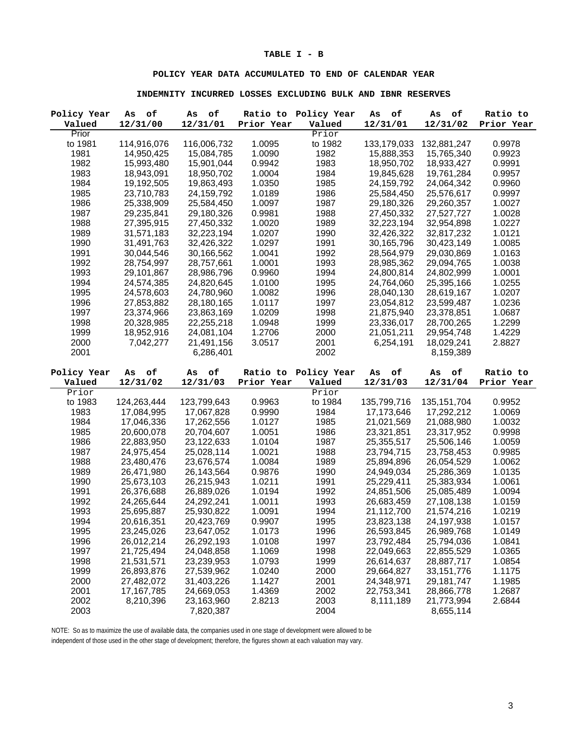**TABLE I - B**

**POLICY YEAR DATA ACCUMULATED TO END OF CALENDAR YEAR**

**INDEMNITY INCURRED LOSSES EXCLUDING BULK AND IBNR RESERVES**

| Policy Year Valued | As of 12/31/00 | As of 12/31/01 | Ratio to Prior Year | Policy Year Valued | As of 12/31/01 | As of 12/31/02 | Ratio to Prior Year |
|---|---|---|---|---|---|---|---|
| Prior to 1981 | 114,916,076 | 116,006,732 | 1.0095 | Prior to 1982 | 133,179,033 | 132,881,247 | 0.9978 |
| 1981 | 14,950,425 | 15,084,785 | 1.0090 | 1982 | 15,888,353 | 15,765,340 | 0.9923 |
| 1982 | 15,993,480 | 15,901,044 | 0.9942 | 1983 | 18,950,702 | 18,933,427 | 0.9991 |
| 1983 | 18,943,091 | 18,950,702 | 1.0004 | 1984 | 19,845,628 | 19,761,284 | 0.9957 |
| 1984 | 19,192,505 | 19,863,493 | 1.0350 | 1985 | 24,159,792 | 24,064,342 | 0.9960 |
| 1985 | 23,710,783 | 24,159,792 | 1.0189 | 1986 | 25,584,450 | 25,576,617 | 0.9997 |
| 1986 | 25,338,909 | 25,584,450 | 1.0097 | 1987 | 29,180,326 | 29,260,357 | 1.0027 |
| 1987 | 29,235,841 | 29,180,326 | 0.9981 | 1988 | 27,450,332 | 27,527,727 | 1.0028 |
| 1988 | 27,395,915 | 27,450,332 | 1.0020 | 1989 | 32,223,194 | 32,954,898 | 1.0227 |
| 1989 | 31,571,183 | 32,223,194 | 1.0207 | 1990 | 32,426,322 | 32,817,232 | 1.0121 |
| 1990 | 31,491,763 | 32,426,322 | 1.0297 | 1991 | 30,165,796 | 30,423,149 | 1.0085 |
| 1991 | 30,044,546 | 30,166,562 | 1.0041 | 1992 | 28,564,979 | 29,030,869 | 1.0163 |
| 1992 | 28,754,997 | 28,757,661 | 1.0001 | 1993 | 28,985,362 | 29,094,765 | 1.0038 |
| 1993 | 29,101,867 | 28,986,796 | 0.9960 | 1994 | 24,800,814 | 24,802,999 | 1.0001 |
| 1994 | 24,574,385 | 24,820,645 | 1.0100 | 1995 | 24,764,060 | 25,395,166 | 1.0255 |
| 1995 | 24,578,603 | 24,780,960 | 1.0082 | 1996 | 28,040,130 | 28,619,167 | 1.0207 |
| 1996 | 27,853,882 | 28,180,165 | 1.0117 | 1997 | 23,054,812 | 23,599,487 | 1.0236 |
| 1997 | 23,374,966 | 23,863,169 | 1.0209 | 1998 | 21,875,940 | 23,378,851 | 1.0687 |
| 1998 | 20,328,985 | 22,255,218 | 1.0948 | 1999 | 23,336,017 | 28,700,265 | 1.2299 |
| 1999 | 18,952,916 | 24,081,104 | 1.2706 | 2000 | 21,051,211 | 29,954,748 | 1.4229 |
| 2000 | 7,042,277 | 21,491,156 | 3.0517 | 2001 | 6,254,191 | 18,029,241 | 2.8827 |
| 2001 | | 6,286,401 | | 2002 | | 8,159,389 | |

| Policy Year Valued | As of 12/31/02 | As of 12/31/03 | Ratio to Prior Year | Policy Year Valued | As of 12/31/03 | As of 12/31/04 | Ratio to Prior Year |
|---|---|---|---|---|---|---|---|
| Prior to 1983 | 124,263,444 | 123,799,643 | 0.9963 | Prior to 1984 | 135,799,716 | 135,151,704 | 0.9952 |
| 1983 | 17,084,995 | 17,067,828 | 0.9990 | 1984 | 17,173,646 | 17,292,212 | 1.0069 |
| 1984 | 17,046,336 | 17,262,556 | 1.0127 | 1985 | 21,021,569 | 21,088,980 | 1.0032 |
| 1985 | 20,600,078 | 20,704,607 | 1.0051 | 1986 | 23,321,851 | 23,317,952 | 0.9998 |
| 1986 | 22,883,950 | 23,122,633 | 1.0104 | 1987 | 25,355,517 | 25,506,146 | 1.0059 |
| 1987 | 24,975,454 | 25,028,114 | 1.0021 | 1988 | 23,794,715 | 23,758,453 | 0.9985 |
| 1988 | 23,480,476 | 23,676,574 | 1.0084 | 1989 | 25,894,896 | 26,054,529 | 1.0062 |
| 1989 | 26,471,980 | 26,143,564 | 0.9876 | 1990 | 24,949,034 | 25,286,369 | 1.0135 |
| 1990 | 25,673,103 | 26,215,943 | 1.0211 | 1991 | 25,229,411 | 25,383,934 | 1.0061 |
| 1991 | 26,376,688 | 26,889,026 | 1.0194 | 1992 | 24,851,506 | 25,085,489 | 1.0094 |
| 1992 | 24,265,644 | 24,292,241 | 1.0011 | 1993 | 26,683,459 | 27,108,138 | 1.0159 |
| 1993 | 25,695,887 | 25,930,822 | 1.0091 | 1994 | 21,112,700 | 21,574,216 | 1.0219 |
| 1994 | 20,616,351 | 20,423,769 | 0.9907 | 1995 | 23,823,138 | 24,197,938 | 1.0157 |
| 1995 | 23,245,026 | 23,647,052 | 1.0173 | 1996 | 26,593,845 | 26,989,768 | 1.0149 |
| 1996 | 26,012,214 | 26,292,193 | 1.0108 | 1997 | 23,792,484 | 25,794,036 | 1.0841 |
| 1997 | 21,725,494 | 24,048,858 | 1.1069 | 1998 | 22,049,663 | 22,855,529 | 1.0365 |
| 1998 | 21,531,571 | 23,239,953 | 1.0793 | 1999 | 26,614,637 | 28,887,717 | 1.0854 |
| 1999 | 26,893,876 | 27,539,962 | 1.0240 | 2000 | 29,664,827 | 33,151,776 | 1.1175 |
| 2000 | 27,482,072 | 31,403,226 | 1.1427 | 2001 | 24,348,971 | 29,181,747 | 1.1985 |
| 2001 | 17,167,785 | 24,669,053 | 1.4369 | 2002 | 22,753,341 | 28,866,778 | 1.2687 |
| 2002 | 8,210,396 | 23,163,960 | 2.8213 | 2003 | 8,111,189 | 21,773,994 | 2.6844 |
| 2003 | | 7,820,387 | | 2004 | | 8,655,114 | |

NOTE: So as to maximize the use of available data, the companies used in one stage of development were allowed to be independent of those used in the other stage of development; therefore, the figures shown at each valuation may vary.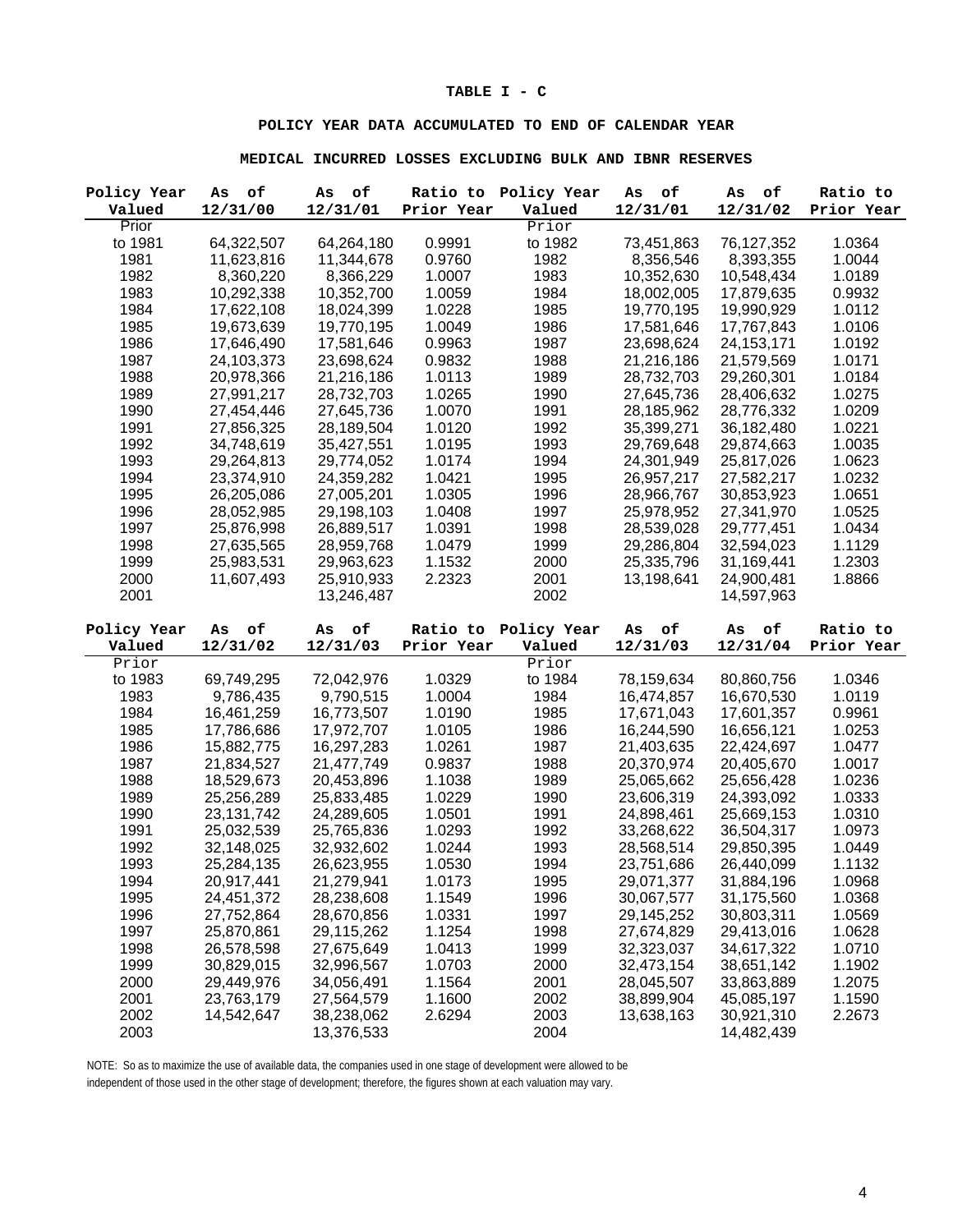**TABLE I - C**

**POLICY YEAR DATA ACCUMULATED TO END OF CALENDAR YEAR**

**MEDICAL INCURRED LOSSES EXCLUDING BULK AND IBNR RESERVES**

| Policy Year Valued | As of 12/31/00 | As of 12/31/01 | Ratio to Prior Year | Policy Year Valued | As of 12/31/01 | As of 12/31/02 | Ratio to Prior Year |
|---|---|---|---|---|---|---|---|
| Prior to 1981 | 64,322,507 | 64,264,180 | 0.9991 | Prior to 1982 | 73,451,863 | 76,127,352 | 1.0364 |
| 1981 | 11,623,816 | 11,344,678 | 0.9760 | 1982 | 8,356,546 | 8,393,355 | 1.0044 |
| 1982 | 8,360,220 | 8,366,229 | 1.0007 | 1983 | 10,352,630 | 10,548,434 | 1.0189 |
| 1983 | 10,292,338 | 10,352,700 | 1.0059 | 1984 | 18,002,005 | 17,879,635 | 0.9932 |
| 1984 | 17,622,108 | 18,024,399 | 1.0228 | 1985 | 19,770,195 | 19,990,929 | 1.0112 |
| 1985 | 19,673,639 | 19,770,195 | 1.0049 | 1986 | 17,581,646 | 17,767,843 | 1.0106 |
| 1986 | 17,646,490 | 17,581,646 | 0.9963 | 1987 | 23,698,624 | 24,153,171 | 1.0192 |
| 1987 | 24,103,373 | 23,698,624 | 0.9832 | 1988 | 21,216,186 | 21,579,569 | 1.0171 |
| 1988 | 20,978,366 | 21,216,186 | 1.0113 | 1989 | 28,732,703 | 29,260,301 | 1.0184 |
| 1989 | 27,991,217 | 28,732,703 | 1.0265 | 1990 | 27,645,736 | 28,406,632 | 1.0275 |
| 1990 | 27,454,446 | 27,645,736 | 1.0070 | 1991 | 28,185,962 | 28,776,332 | 1.0209 |
| 1991 | 27,856,325 | 28,189,504 | 1.0120 | 1992 | 35,399,271 | 36,182,480 | 1.0221 |
| 1992 | 34,748,619 | 35,427,551 | 1.0195 | 1993 | 29,769,648 | 29,874,663 | 1.0035 |
| 1993 | 29,264,813 | 29,774,052 | 1.0174 | 1994 | 24,301,949 | 25,817,026 | 1.0623 |
| 1994 | 23,374,910 | 24,359,282 | 1.0421 | 1995 | 26,957,217 | 27,582,217 | 1.0232 |
| 1995 | 26,205,086 | 27,005,201 | 1.0305 | 1996 | 28,966,767 | 30,853,923 | 1.0651 |
| 1996 | 28,052,985 | 29,198,103 | 1.0408 | 1997 | 25,978,952 | 27,341,970 | 1.0525 |
| 1997 | 25,876,998 | 26,889,517 | 1.0391 | 1998 | 28,539,028 | 29,777,451 | 1.0434 |
| 1998 | 27,635,565 | 28,959,768 | 1.0479 | 1999 | 29,286,804 | 32,594,023 | 1.1129 |
| 1999 | 25,983,531 | 29,963,623 | 1.1532 | 2000 | 25,335,796 | 31,169,441 | 1.2303 |
| 2000 | 11,607,493 | 25,910,933 | 2.2323 | 2001 | 13,198,641 | 24,900,481 | 1.8866 |
| 2001 | | 13,246,487 | | 2002 | | 14,597,963 | |

| Policy Year Valued | As of 12/31/02 | As of 12/31/03 | Ratio to Prior Year | Policy Year Valued | As of 12/31/03 | As of 12/31/04 | Ratio to Prior Year |
|---|---|---|---|---|---|---|---|
| Prior to 1983 | 69,749,295 | 72,042,976 | 1.0329 | Prior to 1984 | 78,159,634 | 80,860,756 | 1.0346 |
| 1983 | 9,786,435 | 9,790,515 | 1.0004 | 1984 | 16,474,857 | 16,670,530 | 1.0119 |
| 1984 | 16,461,259 | 16,773,507 | 1.0190 | 1985 | 17,671,043 | 17,601,357 | 0.9961 |
| 1985 | 17,786,686 | 17,972,707 | 1.0105 | 1986 | 16,244,590 | 16,656,121 | 1.0253 |
| 1986 | 15,882,775 | 16,297,283 | 1.0261 | 1987 | 21,403,635 | 22,424,697 | 1.0477 |
| 1987 | 21,834,527 | 21,477,749 | 0.9837 | 1988 | 20,370,974 | 20,405,670 | 1.0017 |
| 1988 | 18,529,673 | 20,453,896 | 1.1038 | 1989 | 25,065,662 | 25,656,428 | 1.0236 |
| 1989 | 25,256,289 | 25,833,485 | 1.0229 | 1990 | 23,606,319 | 24,393,092 | 1.0333 |
| 1990 | 23,131,742 | 24,289,605 | 1.0501 | 1991 | 24,898,461 | 25,669,153 | 1.0310 |
| 1991 | 25,032,539 | 25,765,836 | 1.0293 | 1992 | 33,268,622 | 36,504,317 | 1.0973 |
| 1992 | 32,148,025 | 32,932,602 | 1.0244 | 1993 | 28,568,514 | 29,850,395 | 1.0449 |
| 1993 | 25,284,135 | 26,623,955 | 1.0530 | 1994 | 23,751,686 | 26,440,099 | 1.1132 |
| 1994 | 20,917,441 | 21,279,941 | 1.0173 | 1995 | 29,071,377 | 31,884,196 | 1.0968 |
| 1995 | 24,451,372 | 28,238,608 | 1.1549 | 1996 | 30,067,577 | 31,175,560 | 1.0368 |
| 1996 | 27,752,864 | 28,670,856 | 1.0331 | 1997 | 29,145,252 | 30,803,311 | 1.0569 |
| 1997 | 25,870,861 | 29,115,262 | 1.1254 | 1998 | 27,674,829 | 29,413,016 | 1.0628 |
| 1998 | 26,578,598 | 27,675,649 | 1.0413 | 1999 | 32,323,037 | 34,617,322 | 1.0710 |
| 1999 | 30,829,015 | 32,996,567 | 1.0703 | 2000 | 32,473,154 | 38,651,142 | 1.1902 |
| 2000 | 29,449,976 | 34,056,491 | 1.1564 | 2001 | 28,045,507 | 33,863,889 | 1.2075 |
| 2001 | 23,763,179 | 27,564,579 | 1.1600 | 2002 | 38,899,904 | 45,085,197 | 1.1590 |
| 2002 | 14,542,647 | 38,238,062 | 2.6294 | 2003 | 13,638,163 | 30,921,310 | 2.2673 |
| 2003 | | 13,376,533 | | 2004 | | 14,482,439 | |

NOTE: So as to maximize the use of available data, the companies used in one stage of development were allowed to be independent of those used in the other stage of development; therefore, the figures shown at each valuation may vary.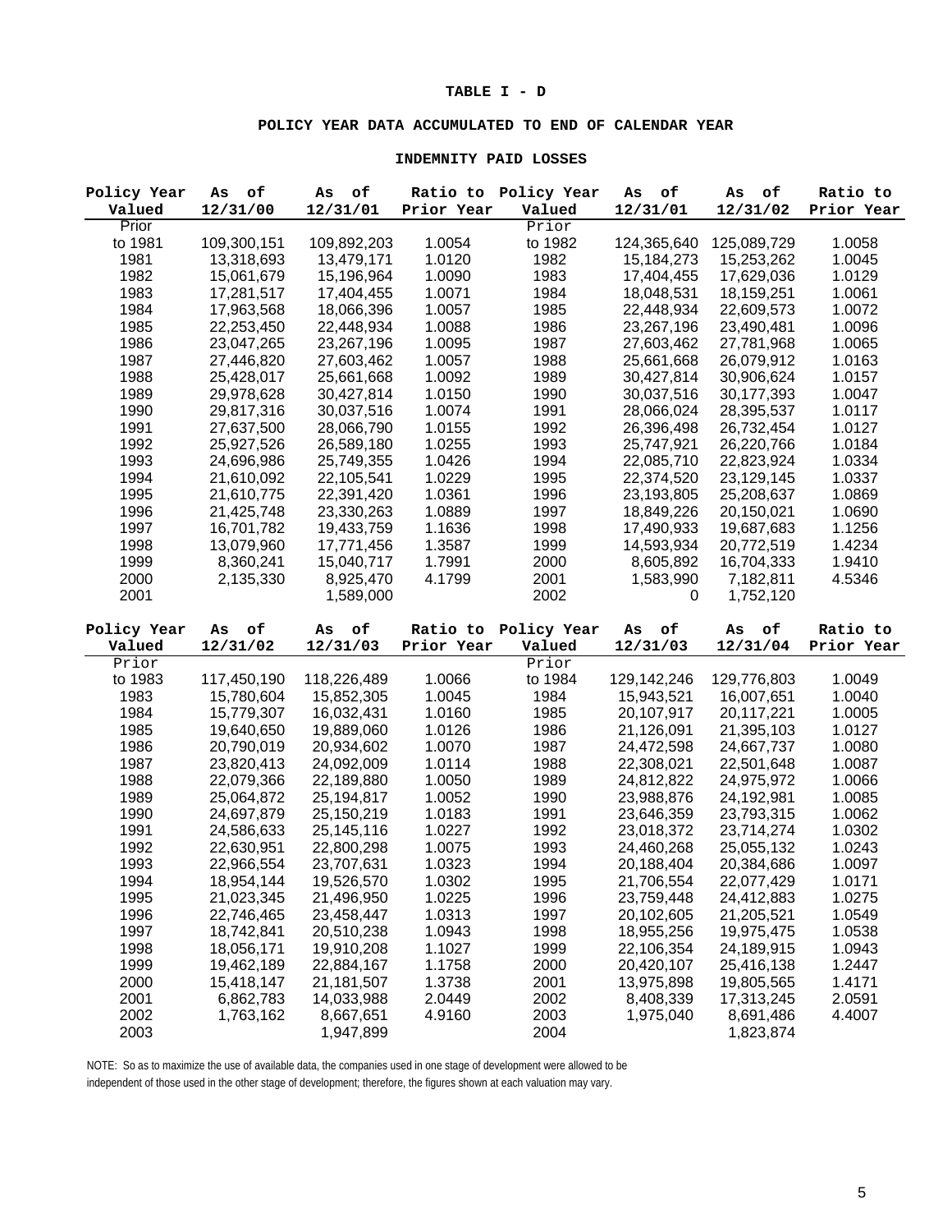# TABLE I - D

## POLICY YEAR DATA ACCUMULATED TO END OF CALENDAR YEAR

### INDEMNITY PAID LOSSES

| Policy Year Valued | As of 12/31/00 | As of 12/31/01 | Ratio to Prior Year | Policy Year Valued | As of 12/31/01 | As of 12/31/02 | Ratio to Prior Year |
|---|---|---|---|---|---|---|---|
| Prior to 1981 | 109,300,151 | 109,892,203 | 1.0054 | Prior to 1982 | 124,365,640 | 125,089,729 | 1.0058 |
| 1981 | 13,318,693 | 13,479,171 | 1.0120 | 1982 | 15,184,273 | 15,253,262 | 1.0045 |
| 1982 | 15,061,679 | 15,196,964 | 1.0090 | 1983 | 17,404,455 | 17,629,036 | 1.0129 |
| 1983 | 17,281,517 | 17,404,455 | 1.0071 | 1984 | 18,048,531 | 18,159,251 | 1.0061 |
| 1984 | 17,963,568 | 18,066,396 | 1.0057 | 1985 | 22,448,934 | 22,609,573 | 1.0072 |
| 1985 | 22,253,450 | 22,448,934 | 1.0088 | 1986 | 23,267,196 | 23,490,481 | 1.0096 |
| 1986 | 23,047,265 | 23,267,196 | 1.0095 | 1987 | 27,603,462 | 27,781,968 | 1.0065 |
| 1987 | 27,446,820 | 27,603,462 | 1.0057 | 1988 | 25,661,668 | 26,079,912 | 1.0163 |
| 1988 | 25,428,017 | 25,661,668 | 1.0092 | 1989 | 30,427,814 | 30,906,624 | 1.0157 |
| 1989 | 29,978,628 | 30,427,814 | 1.0150 | 1990 | 30,037,516 | 30,177,393 | 1.0047 |
| 1990 | 29,817,316 | 30,037,516 | 1.0074 | 1991 | 28,066,024 | 28,395,537 | 1.0117 |
| 1991 | 27,637,500 | 28,066,790 | 1.0155 | 1992 | 26,396,498 | 26,732,454 | 1.0127 |
| 1992 | 25,927,526 | 26,589,180 | 1.0255 | 1993 | 25,747,921 | 26,220,766 | 1.0184 |
| 1993 | 24,696,986 | 25,749,355 | 1.0426 | 1994 | 22,085,710 | 22,823,924 | 1.0334 |
| 1994 | 21,610,092 | 22,105,541 | 1.0229 | 1995 | 22,374,520 | 23,129,145 | 1.0337 |
| 1995 | 21,610,775 | 22,391,420 | 1.0361 | 1996 | 23,193,805 | 25,208,637 | 1.0869 |
| 1996 | 21,425,748 | 23,330,263 | 1.0889 | 1997 | 18,849,226 | 20,150,021 | 1.0690 |
| 1997 | 16,701,782 | 19,433,759 | 1.1636 | 1998 | 17,490,933 | 19,687,683 | 1.1256 |
| 1998 | 13,079,960 | 17,771,456 | 1.3587 | 1999 | 14,593,934 | 20,772,519 | 1.4234 |
| 1999 | 8,360,241 | 15,040,717 | 1.7991 | 2000 | 8,605,892 | 16,704,333 | 1.9410 |
| 2000 | 2,135,330 | 8,925,470 | 4.1799 | 2001 | 1,583,990 | 7,182,811 | 4.5346 |
| 2001 | | 1,589,000 | | 2002 | 0 | 1,752,120 | |

| Policy Year Valued | As of 12/31/02 | As of 12/31/03 | Ratio to Prior Year | Policy Year Valued | As of 12/31/03 | As of 12/31/04 | Ratio to Prior Year |
|---|---|---|---|---|---|---|---|
| Prior to 1983 | 117,450,190 | 118,226,489 | 1.0066 | Prior to 1984 | 129,142,246 | 129,776,803 | 1.0049 |
| 1983 | 15,780,604 | 15,852,305 | 1.0045 | 1984 | 15,943,521 | 16,007,651 | 1.0040 |
| 1984 | 15,779,307 | 16,032,431 | 1.0160 | 1985 | 20,107,917 | 20,117,221 | 1.0005 |
| 1985 | 19,640,650 | 19,889,060 | 1.0126 | 1986 | 21,126,091 | 21,395,103 | 1.0127 |
| 1986 | 20,790,019 | 20,934,602 | 1.0070 | 1987 | 24,472,598 | 24,667,737 | 1.0080 |
| 1987 | 23,820,413 | 24,092,009 | 1.0114 | 1988 | 22,308,021 | 22,501,648 | 1.0087 |
| 1988 | 22,079,366 | 22,189,880 | 1.0050 | 1989 | 24,812,822 | 24,975,972 | 1.0066 |
| 1989 | 25,064,872 | 25,194,817 | 1.0052 | 1990 | 23,988,876 | 24,192,981 | 1.0085 |
| 1990 | 24,697,879 | 25,150,219 | 1.0183 | 1991 | 23,646,359 | 23,793,315 | 1.0062 |
| 1991 | 24,586,633 | 25,145,116 | 1.0227 | 1992 | 23,018,372 | 23,714,274 | 1.0302 |
| 1992 | 22,630,951 | 22,800,298 | 1.0075 | 1993 | 24,460,268 | 25,055,132 | 1.0243 |
| 1993 | 22,966,554 | 23,707,631 | 1.0323 | 1994 | 20,188,404 | 20,384,686 | 1.0097 |
| 1994 | 18,954,144 | 19,526,570 | 1.0302 | 1995 | 21,706,554 | 22,077,429 | 1.0171 |
| 1995 | 21,023,345 | 21,496,950 | 1.0225 | 1996 | 23,759,448 | 24,412,883 | 1.0275 |
| 1996 | 22,746,465 | 23,458,447 | 1.0313 | 1997 | 20,102,605 | 21,205,521 | 1.0549 |
| 1997 | 18,742,841 | 20,510,238 | 1.0943 | 1998 | 18,955,256 | 19,975,475 | 1.0538 |
| 1998 | 18,056,171 | 19,910,208 | 1.1027 | 1999 | 22,106,354 | 24,189,915 | 1.0943 |
| 1999 | 19,462,189 | 22,884,167 | 1.1758 | 2000 | 20,420,107 | 25,416,138 | 1.2447 |
| 2000 | 15,418,147 | 21,181,507 | 1.3738 | 2001 | 13,975,898 | 19,805,565 | 1.4171 |
| 2001 | 6,862,783 | 14,033,988 | 2.0449 | 2002 | 8,408,339 | 17,313,245 | 2.0591 |
| 2002 | 1,763,162 | 8,667,651 | 4.9160 | 2003 | 1,975,040 | 8,691,486 | 4.4007 |
| 2003 | | 1,947,899 | | 2004 | | 1,823,874 | |

NOTE: So as to maximize the use of available data, the companies used in one stage of development were allowed to be independent of those used in the other stage of development; therefore, the figures shown at each valuation may vary.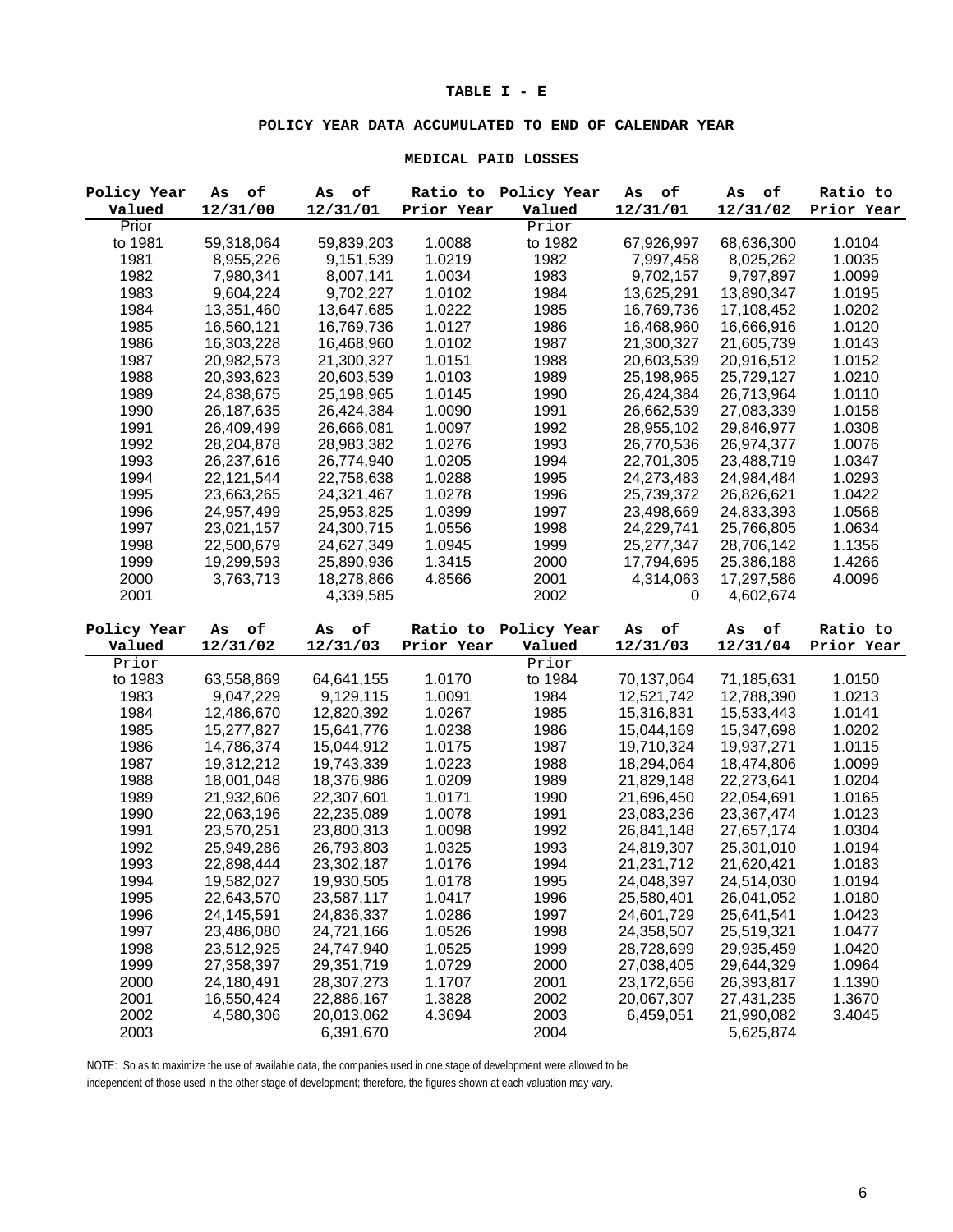**TABLE I - E**

**POLICY YEAR DATA ACCUMULATED TO END OF CALENDAR YEAR**

**MEDICAL PAID LOSSES**

| Policy Year Valued | As of 12/31/00 | As of 12/31/01 | Ratio to Prior Year | Policy Year Valued | As of 12/31/01 | As of 12/31/02 | Ratio to Prior Year |
|---|---|---|---|---|---|---|---|
| Prior to 1981 | 59,318,064 | 59,839,203 | 1.0088 | Prior to 1982 | 67,926,997 | 68,636,300 | 1.0104 |
| 1981 | 8,955,226 | 9,151,539 | 1.0219 | 1982 | 7,997,458 | 8,025,262 | 1.0035 |
| 1982 | 7,980,341 | 8,007,141 | 1.0034 | 1983 | 9,702,157 | 9,797,897 | 1.0099 |
| 1983 | 9,604,224 | 9,702,227 | 1.0102 | 1984 | 13,625,291 | 13,890,347 | 1.0195 |
| 1984 | 13,351,460 | 13,647,685 | 1.0222 | 1985 | 16,769,736 | 17,108,452 | 1.0202 |
| 1985 | 16,560,121 | 16,769,736 | 1.0127 | 1986 | 16,468,960 | 16,666,916 | 1.0120 |
| 1986 | 16,303,228 | 16,468,960 | 1.0102 | 1987 | 21,300,327 | 21,605,739 | 1.0143 |
| 1987 | 20,982,573 | 21,300,327 | 1.0151 | 1988 | 20,603,539 | 20,916,512 | 1.0152 |
| 1988 | 20,393,623 | 20,603,539 | 1.0103 | 1989 | 25,198,965 | 25,729,127 | 1.0210 |
| 1989 | 24,838,675 | 25,198,965 | 1.0145 | 1990 | 26,424,384 | 26,713,964 | 1.0110 |
| 1990 | 26,187,635 | 26,424,384 | 1.0090 | 1991 | 26,662,539 | 27,083,339 | 1.0158 |
| 1991 | 26,409,499 | 26,666,081 | 1.0097 | 1992 | 28,955,102 | 29,846,977 | 1.0308 |
| 1992 | 28,204,878 | 28,983,382 | 1.0276 | 1993 | 26,770,536 | 26,974,377 | 1.0076 |
| 1993 | 26,237,616 | 26,774,940 | 1.0205 | 1994 | 22,701,305 | 23,488,719 | 1.0347 |
| 1994 | 22,121,544 | 22,758,638 | 1.0288 | 1995 | 24,273,483 | 24,984,484 | 1.0293 |
| 1995 | 23,663,265 | 24,321,467 | 1.0278 | 1996 | 25,739,372 | 26,826,621 | 1.0422 |
| 1996 | 24,957,499 | 25,953,825 | 1.0399 | 1997 | 23,498,669 | 24,833,393 | 1.0568 |
| 1997 | 23,021,157 | 24,300,715 | 1.0556 | 1998 | 24,229,741 | 25,766,805 | 1.0634 |
| 1998 | 22,500,679 | 24,627,349 | 1.0945 | 1999 | 25,277,347 | 28,706,142 | 1.1356 |
| 1999 | 19,299,593 | 25,890,936 | 1.3415 | 2000 | 17,794,695 | 25,386,188 | 1.4266 |
| 2000 | 3,763,713 | 18,278,866 | 4.8566 | 2001 | 4,314,063 | 17,297,586 | 4.0096 |
| 2001 | | 4,339,585 | | 2002 | 0 | 4,602,674 | |

| Policy Year Valued | As of 12/31/02 | As of 12/31/03 | Ratio to Prior Year | Policy Year Valued | As of 12/31/03 | As of 12/31/04 | Ratio to Prior Year |
|---|---|---|---|---|---|---|---|
| Prior to 1983 | 63,558,869 | 64,641,155 | 1.0170 | Prior to 1984 | 70,137,064 | 71,185,631 | 1.0150 |
| 1983 | 9,047,229 | 9,129,115 | 1.0091 | 1984 | 12,521,742 | 12,788,390 | 1.0213 |
| 1984 | 12,486,670 | 12,820,392 | 1.0267 | 1985 | 15,316,831 | 15,533,443 | 1.0141 |
| 1985 | 15,277,827 | 15,641,776 | 1.0238 | 1986 | 15,044,169 | 15,347,698 | 1.0202 |
| 1986 | 14,786,374 | 15,044,912 | 1.0175 | 1987 | 19,710,324 | 19,937,271 | 1.0115 |
| 1987 | 19,312,212 | 19,743,339 | 1.0223 | 1988 | 18,294,064 | 18,474,806 | 1.0099 |
| 1988 | 18,001,048 | 18,376,986 | 1.0209 | 1989 | 21,829,148 | 22,273,641 | 1.0204 |
| 1989 | 21,932,606 | 22,307,601 | 1.0171 | 1990 | 21,696,450 | 22,054,691 | 1.0165 |
| 1990 | 22,063,196 | 22,235,089 | 1.0078 | 1991 | 23,083,236 | 23,367,474 | 1.0123 |
| 1991 | 23,570,251 | 23,800,313 | 1.0098 | 1992 | 26,841,148 | 27,657,174 | 1.0304 |
| 1992 | 25,949,286 | 26,793,803 | 1.0325 | 1993 | 24,819,307 | 25,301,010 | 1.0194 |
| 1993 | 22,898,444 | 23,302,187 | 1.0176 | 1994 | 21,231,712 | 21,620,421 | 1.0183 |
| 1994 | 19,582,027 | 19,930,505 | 1.0178 | 1995 | 24,048,397 | 24,514,030 | 1.0194 |
| 1995 | 22,643,570 | 23,587,117 | 1.0417 | 1996 | 25,580,401 | 26,041,052 | 1.0180 |
| 1996 | 24,145,591 | 24,836,337 | 1.0286 | 1997 | 24,601,729 | 25,641,541 | 1.0423 |
| 1997 | 23,486,080 | 24,721,166 | 1.0526 | 1998 | 24,358,507 | 25,519,321 | 1.0477 |
| 1998 | 23,512,925 | 24,747,940 | 1.0525 | 1999 | 28,728,699 | 29,935,459 | 1.0420 |
| 1999 | 27,358,397 | 29,351,719 | 1.0729 | 2000 | 27,038,405 | 29,644,329 | 1.0964 |
| 2000 | 24,180,491 | 28,307,273 | 1.1707 | 2001 | 23,172,656 | 26,393,817 | 1.1390 |
| 2001 | 16,550,424 | 22,886,167 | 1.3828 | 2002 | 20,067,307 | 27,431,235 | 1.3670 |
| 2002 | 4,580,306 | 20,013,062 | 4.3694 | 2003 | 6,459,051 | 21,990,082 | 3.4045 |
| 2003 | | 6,391,670 | | 2004 | | 5,625,874 | |

NOTE: So as to maximize the use of available data, the companies used in one stage of development were allowed to be independent of those used in the other stage of development; therefore, the figures shown at each valuation may vary.